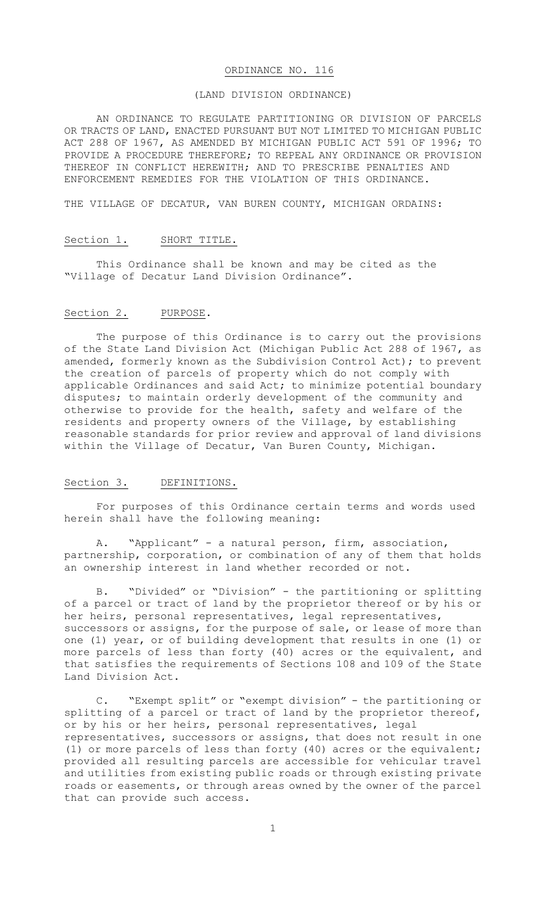# ORDINANCE NO. 116

## (LAND DIVISION ORDINANCE)

AN ORDINANCE TO REGULATE PARTITIONING OR DIVISION OF PARCELS OR TRACTS OF LAND, ENACTED PURSUANT BUT NOT LIMITED TO MICHIGAN PUBLIC ACT 288 OF 1967, AS AMENDED BY MICHIGAN PUBLIC ACT 591 OF 1996; TO PROVIDE A PROCEDURE THEREFORE; TO REPEAL ANY ORDINANCE OR PROVISION THEREOF IN CONFLICT HEREWITH; AND TO PRESCRIBE PENALTIES AND ENFORCEMENT REMEDIES FOR THE VIOLATION OF THIS ORDINANCE.

THE VILLAGE OF DECATUR, VAN BUREN COUNTY, MICHIGAN ORDAINS:

### Section 1. SHORT TITLE.

This Ordinance shall be known and may be cited as the "Village of Decatur Land Division Ordinance".

### Section 2. PURPOSE.

The purpose of this Ordinance is to carry out the provisions of the State Land Division Act (Michigan Public Act 288 of 1967, as amended, formerly known as the Subdivision Control Act); to prevent the creation of parcels of property which do not comply with applicable Ordinances and said Act; to minimize potential boundary disputes; to maintain orderly development of the community and otherwise to provide for the health, safety and welfare of the residents and property owners of the Village, by establishing reasonable standards for prior review and approval of land divisions within the Village of Decatur, Van Buren County, Michigan.

### Section 3. DEFINITIONS.

For purposes of this Ordinance certain terms and words used herein shall have the following meaning:

A. "Applicant" - a natural person, firm, association, partnership, corporation, or combination of any of them that holds an ownership interest in land whether recorded or not.

B. "Divided" or "Division" - the partitioning or splitting of a parcel or tract of land by the proprietor thereof or by his or her heirs, personal representatives, legal representatives, successors or assigns, for the purpose of sale, or lease of more than one (1) year, or of building development that results in one (1) or more parcels of less than forty (40) acres or the equivalent, and that satisfies the requirements of Sections 108 and 109 of the State Land Division Act.

C. "Exempt split" or "exempt division" - the partitioning or splitting of a parcel or tract of land by the proprietor thereof, or by his or her heirs, personal representatives, legal representatives, successors or assigns, that does not result in one (1) or more parcels of less than forty (40) acres or the equivalent; provided all resulting parcels are accessible for vehicular travel and utilities from existing public roads or through existing private roads or easements, or through areas owned by the owner of the parcel that can provide such access.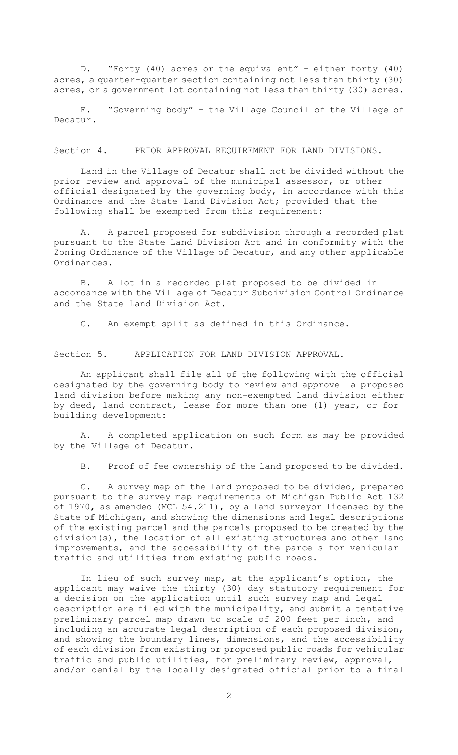D. "Forty (40) acres or the equivalent" - either forty (40) acres, a quarter-quarter section containing not less than thirty (30) acres, or a government lot containing not less than thirty (30) acres.

E. "Governing body" - the Village Council of the Village of Decatur.

## Section 4. PRIOR APPROVAL REQUIREMENT FOR LAND DIVISIONS.

Land in the Village of Decatur shall not be divided without the prior review and approval of the municipal assessor, or other official designated by the governing body, in accordance with this Ordinance and the State Land Division Act; provided that the following shall be exempted from this requirement:

A. A parcel proposed for subdivision through a recorded plat pursuant to the State Land Division Act and in conformity with the Zoning Ordinance of the Village of Decatur, and any other applicable Ordinances.

B. A lot in a recorded plat proposed to be divided in accordance with the Village of Decatur Subdivision Control Ordinance and the State Land Division Act.

C. An exempt split as defined in this Ordinance.

## Section 5. APPLICATION FOR LAND DIVISION APPROVAL.

An applicant shall file all of the following with the official designated by the governing body to review and approve a proposed land division before making any non-exempted land division either by deed, land contract, lease for more than one (1) year, or for building development:

A. A completed application on such form as may be provided by the Village of Decatur.

B. Proof of fee ownership of the land proposed to be divided.

C. A survey map of the land proposed to be divided, prepared pursuant to the survey map requirements of Michigan Public Act 132 of 1970, as amended (MCL 54.211), by a land surveyor licensed by the State of Michigan, and showing the dimensions and legal descriptions of the existing parcel and the parcels proposed to be created by the division(s), the location of all existing structures and other land improvements, and the accessibility of the parcels for vehicular traffic and utilities from existing public roads.

In lieu of such survey map, at the applicant's option, the applicant may waive the thirty (30) day statutory requirement for a decision on the application until such survey map and legal description are filed with the municipality, and submit a tentative preliminary parcel map drawn to scale of 200 feet per inch, and including an accurate legal description of each proposed division, and showing the boundary lines, dimensions, and the accessibility of each division from existing or proposed public roads for vehicular traffic and public utilities, for preliminary review, approval, and/or denial by the locally designated official prior to a final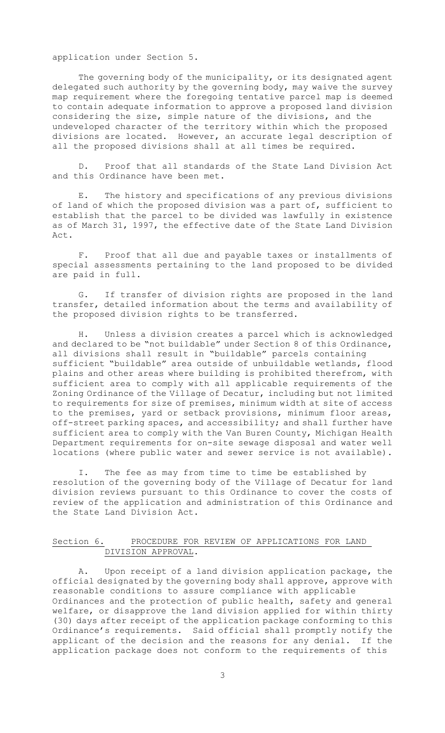application under Section 5.

The governing body of the municipality, or its designated agent delegated such authority by the governing body, may waive the survey map requirement where the foregoing tentative parcel map is deemed to contain adequate information to approve a proposed land division considering the size, simple nature of the divisions, and the undeveloped character of the territory within which the proposed divisions are located. However, an accurate legal description of all the proposed divisions shall at all times be required.

D. Proof that all standards of the State Land Division Act and this Ordinance have been met.

E. The history and specifications of any previous divisions of land of which the proposed division was a part of, sufficient to establish that the parcel to be divided was lawfully in existence as of March 31, 1997, the effective date of the State Land Division Act.

F. Proof that all due and payable taxes or installments of special assessments pertaining to the land proposed to be divided are paid in full.

G. If transfer of division rights are proposed in the land transfer, detailed information about the terms and availability of the proposed division rights to be transferred.

H. Unless a division creates a parcel which is acknowledged and declared to be "not buildable" under Section 8 of this Ordinance, all divisions shall result in "buildable" parcels containing sufficient "buildable" area outside of unbuildable wetlands, flood plains and other areas where building is prohibited therefrom, with sufficient area to comply with all applicable requirements of the Zoning Ordinance of the Village of Decatur, including but not limited to requirements for size of premises, minimum width at site of access to the premises, yard or setback provisions, minimum floor areas, off-street parking spaces, and accessibility; and shall further have sufficient area to comply with the Van Buren County, Michigan Health Department requirements for on-site sewage disposal and water well locations (where public water and sewer service is not available).

I. The fee as may from time to time be established by resolution of the governing body of the Village of Decatur for land division reviews pursuant to this Ordinance to cover the costs of review of the application and administration of this Ordinance and the State Land Division Act.

## Section 6. PROCEDURE FOR REVIEW OF APPLICATIONS FOR LAND DIVISION APPROVAL.

A. Upon receipt of a land division application package, the official designated by the governing body shall approve, approve with reasonable conditions to assure compliance with applicable Ordinances and the protection of public health, safety and general welfare, or disapprove the land division applied for within thirty (30) days after receipt of the application package conforming to this Ordinance's requirements. Said official shall promptly notify the applicant of the decision and the reasons for any denial. If the application package does not conform to the requirements of this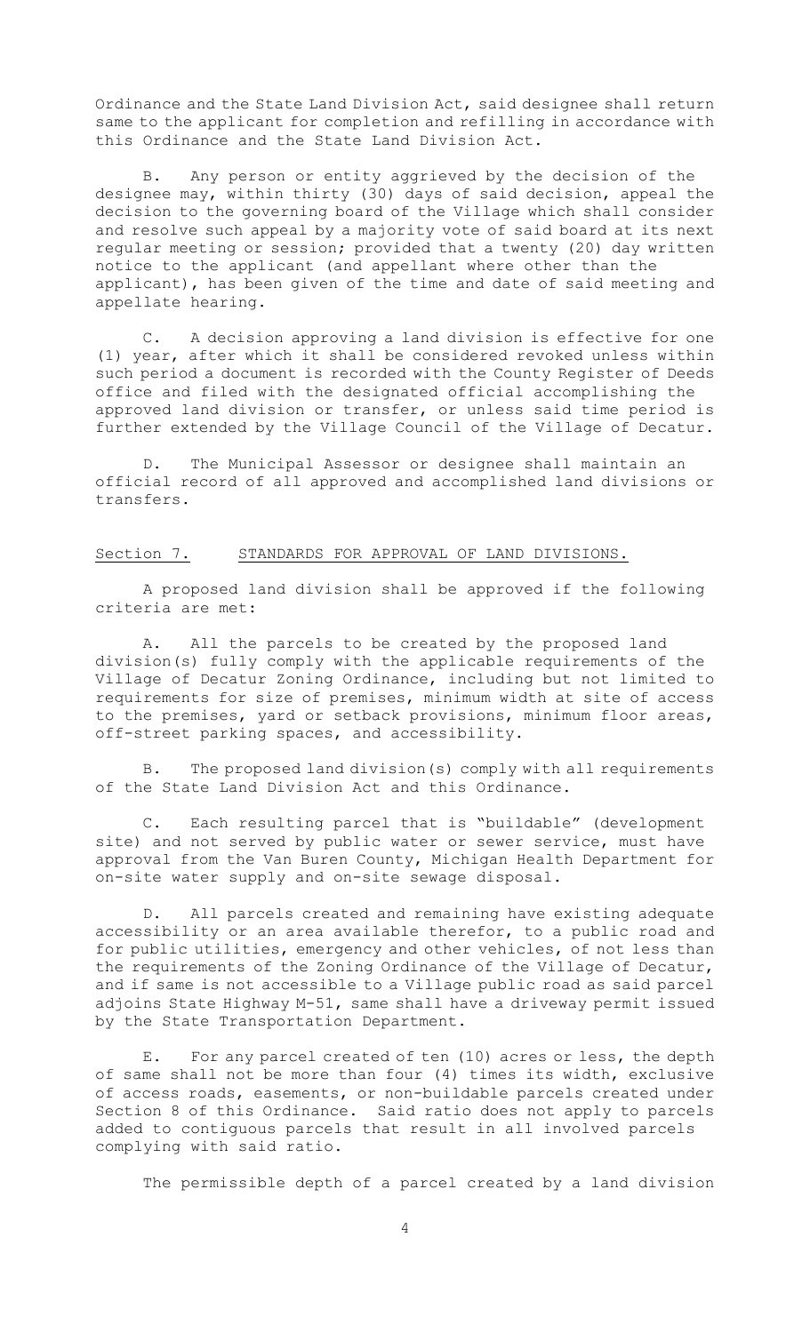Ordinance and the State Land Division Act, said designee shall return same to the applicant for completion and refilling in accordance with this Ordinance and the State Land Division Act.

B. Any person or entity aggrieved by the decision of the designee may, within thirty (30) days of said decision, appeal the decision to the governing board of the Village which shall consider and resolve such appeal by a majority vote of said board at its next regular meeting or session; provided that a twenty (20) day written notice to the applicant (and appellant where other than the applicant), has been given of the time and date of said meeting and appellate hearing.

C. A decision approving a land division is effective for one (1) year, after which it shall be considered revoked unless within such period a document is recorded with the County Register of Deeds office and filed with the designated official accomplishing the approved land division or transfer, or unless said time period is further extended by the Village Council of the Village of Decatur.

D. The Municipal Assessor or designee shall maintain an official record of all approved and accomplished land divisions or transfers.

## Section 7. STANDARDS FOR APPROVAL OF LAND DIVISIONS.

A proposed land division shall be approved if the following criteria are met:

A. All the parcels to be created by the proposed land division(s) fully comply with the applicable requirements of the Village of Decatur Zoning Ordinance, including but not limited to requirements for size of premises, minimum width at site of access to the premises, yard or setback provisions, minimum floor areas, off-street parking spaces, and accessibility.

B. The proposed land division(s) comply with all requirements of the State Land Division Act and this Ordinance.

C. Each resulting parcel that is "buildable" (development site) and not served by public water or sewer service, must have approval from the Van Buren County, Michigan Health Department for on-site water supply and on-site sewage disposal.

D. All parcels created and remaining have existing adequate accessibility or an area available therefor, to a public road and for public utilities, emergency and other vehicles, of not less than the requirements of the Zoning Ordinance of the Village of Decatur, and if same is not accessible to a Village public road as said parcel adjoins State Highway M-51, same shall have a driveway permit issued by the State Transportation Department.

E. For any parcel created of ten (10) acres or less, the depth of same shall not be more than four (4) times its width, exclusive of access roads, easements, or non-buildable parcels created under Section 8 of this Ordinance. Said ratio does not apply to parcels added to contiguous parcels that result in all involved parcels complying with said ratio.

The permissible depth of a parcel created by a land division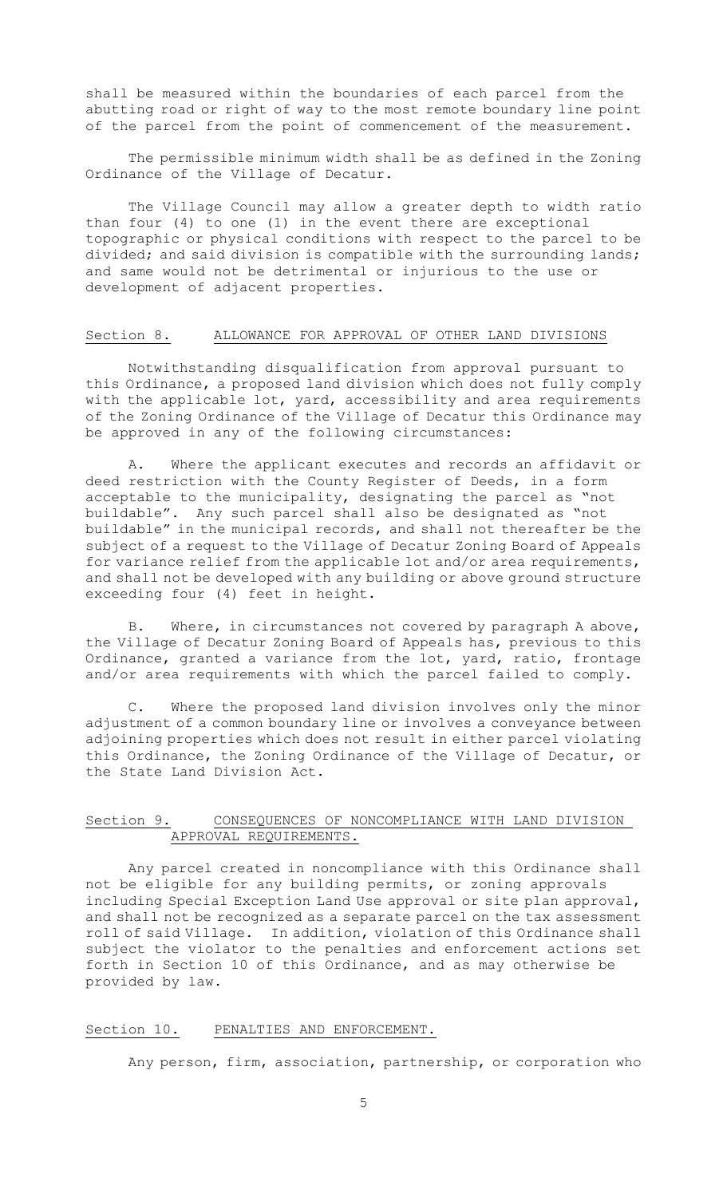shall be measured within the boundaries of each parcel from the abutting road or right of way to the most remote boundary line point of the parcel from the point of commencement of the measurement.

The permissible minimum width shall be as defined in the Zoning Ordinance of the Village of Decatur.

The Village Council may allow a greater depth to width ratio than four (4) to one (1) in the event there are exceptional topographic or physical conditions with respect to the parcel to be divided; and said division is compatible with the surrounding lands; and same would not be detrimental or injurious to the use or development of adjacent properties.

## Section 8. ALLOWANCE FOR APPROVAL OF OTHER LAND DIVISIONS

Notwithstanding disqualification from approval pursuant to this Ordinance, a proposed land division which does not fully comply with the applicable lot, yard, accessibility and area requirements of the Zoning Ordinance of the Village of Decatur this Ordinance may be approved in any of the following circumstances:

A. Where the applicant executes and records an affidavit or deed restriction with the County Register of Deeds, in a form acceptable to the municipality, designating the parcel as "not buildable". Any such parcel shall also be designated as "not buildable" in the municipal records, and shall not thereafter be the subject of a request to the Village of Decatur Zoning Board of Appeals for variance relief from the applicable lot and/or area requirements, and shall not be developed with any building or above ground structure exceeding four (4) feet in height.

B. Where, in circumstances not covered by paragraph A above, the Village of Decatur Zoning Board of Appeals has, previous to this Ordinance, granted a variance from the lot, yard, ratio, frontage and/or area requirements with which the parcel failed to comply.

C. Where the proposed land division involves only the minor adjustment of a common boundary line or involves a conveyance between adjoining properties which does not result in either parcel violating this Ordinance, the Zoning Ordinance of the Village of Decatur, or the State Land Division Act.

## Section 9. CONSEQUENCES OF NONCOMPLIANCE WITH LAND DIVISION APPROVAL REQUIREMENTS.

Any parcel created in noncompliance with this Ordinance shall not be eligible for any building permits, or zoning approvals including Special Exception Land Use approval or site plan approval, and shall not be recognized as a separate parcel on the tax assessment roll of said Village. In addition, violation of this Ordinance shall subject the violator to the penalties and enforcement actions set forth in Section 10 of this Ordinance, and as may otherwise be provided by law.

## Section 10. PENALTIES AND ENFORCEMENT.

Any person, firm, association, partnership, or corporation who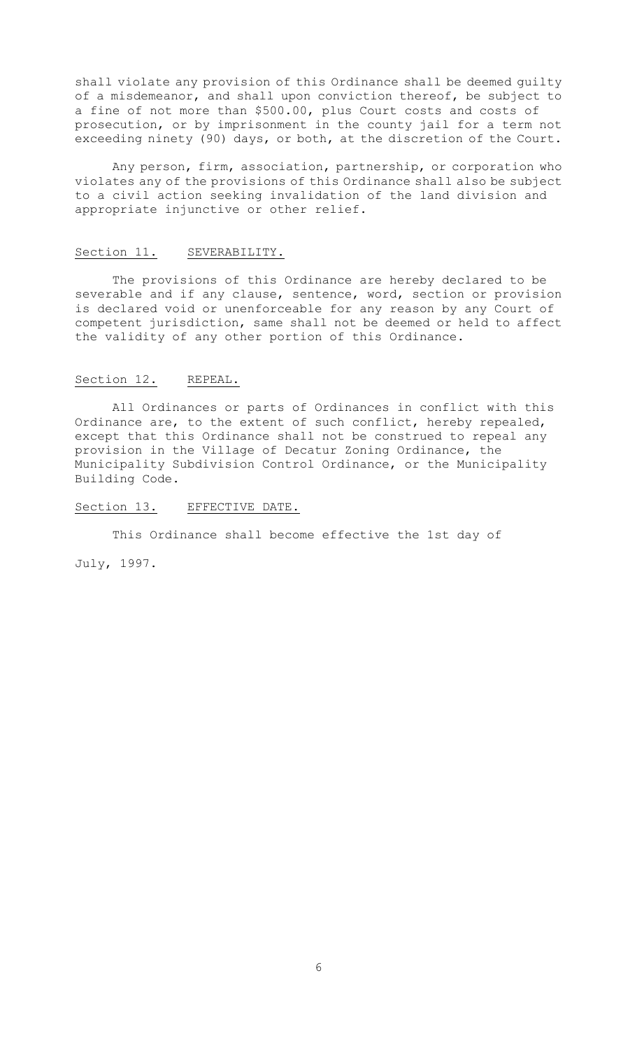shall violate any provision of this Ordinance shall be deemed guilty of a misdemeanor, and shall upon conviction thereof, be subject to a fine of not more than $500.00, plus Court costs and costs of prosecution, or by imprisonment in the county jail for a term not exceeding ninety (90) days, or both, at the discretion of the Court.

Any person, firm, association, partnership, or corporation who violates any of the provisions of this Ordinance shall also be subject to a civil action seeking invalidation of the land division and appropriate injunctive or other relief.

## Section 11. SEVERABILITY.

The provisions of this Ordinance are hereby declared to be severable and if any clause, sentence, word, section or provision is declared void or unenforceable for any reason by any Court of competent jurisdiction, same shall not be deemed or held to affect the validity of any other portion of this Ordinance.

## Section 12. REPEAL.

All Ordinances or parts of Ordinances in conflict with this Ordinance are, to the extent of such conflict, hereby repealed, except that this Ordinance shall not be construed to repeal any provision in the Village of Decatur Zoning Ordinance, the Municipality Subdivision Control Ordinance, or the Municipality Building Code.

## Section 13. EFFECTIVE DATE.

This Ordinance shall become effective the 1st day of July, 1997.